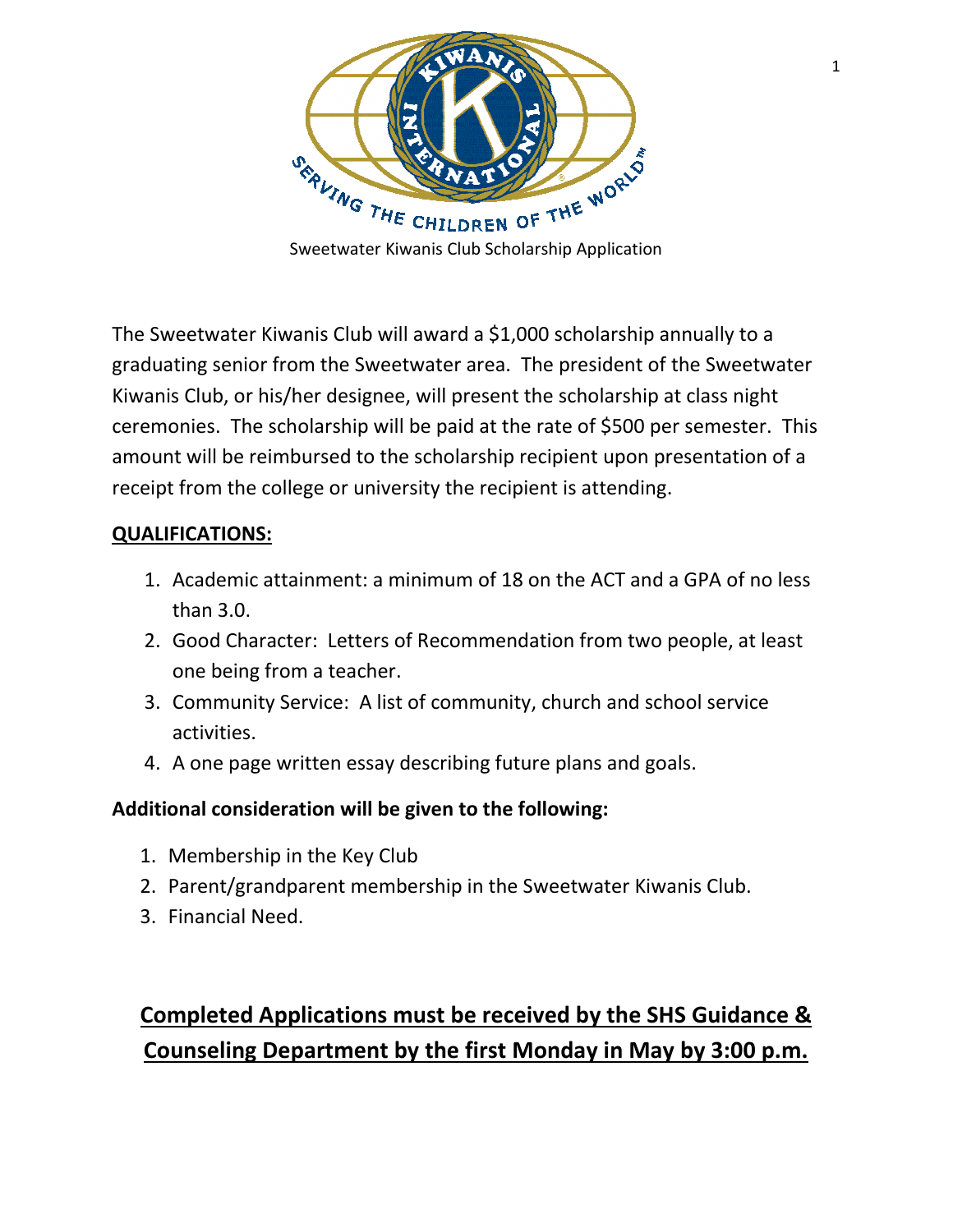Sweetwater Kiwanis Club Scholarship Application

The Sweetwater Kiwanis Club will award a $1,000 scholarship annually to a graduating senior from the Sweetwater area. The president of the Sweetwater Kiwanis Club, or his/her designee, will present the scholarship at class night ceremonies. The scholarship will be paid at the rate of $500 per semester. This amount will be reimbursed to the scholarship recipient upon presentation of a receipt from the college or university the recipient is attending.

**QUALIFICATIONS:**

1. Academic attainment: a minimum of 18 on the ACT and a GPA of no less than 3.0.
2. Good Character: Letters of Recommendation from two people, at least one being from a teacher.
3. Community Service: A list of community, church and school service activities.
4. A one page written essay describing future plans and goals.

**Additional consideration will be given to the following:**

1. Membership in the Key Club
2. Parent/grandparent membership in the Sweetwater Kiwanis Club.
3. Financial Need.

**Completed Applications must be received by the SHS Guidance & Counseling Department by the first Monday in May by 3:00 p.m.**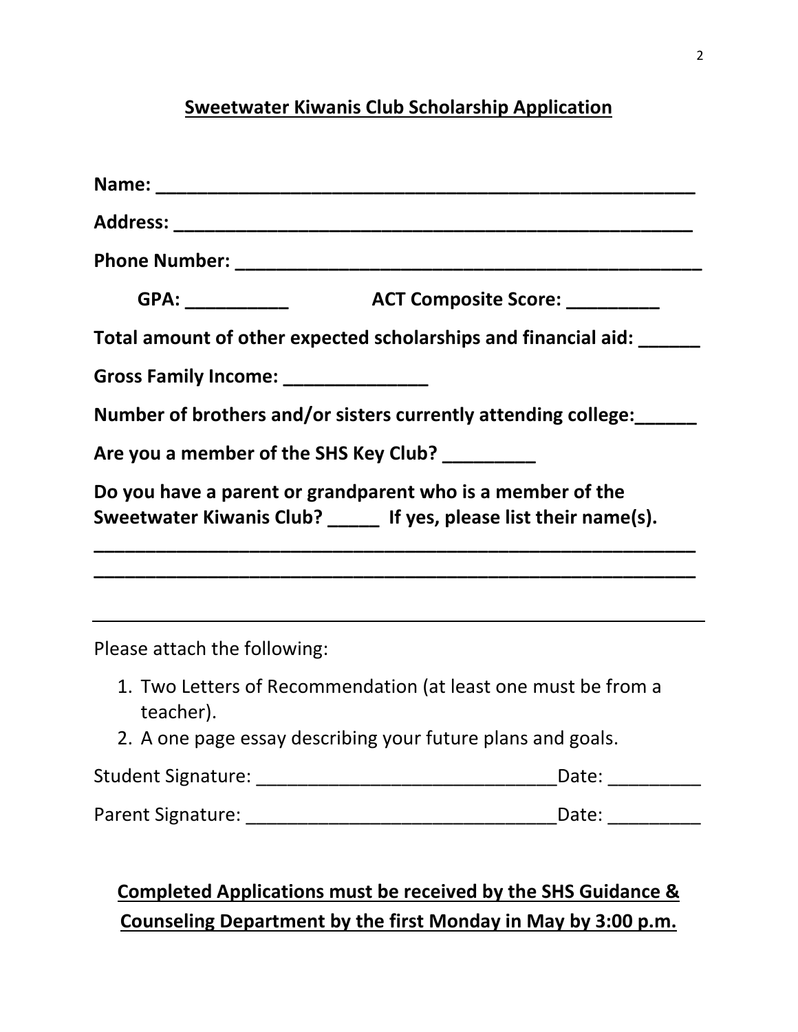## Sweetwater Kiwanis Club Scholarship Application

**Name: ___________________________________________________**

**Address: _________________________________________________**

**Phone Number: ____________________________________________**

**GPA: __________ ACT Composite Score: _________**

**Total amount of other expected scholarships and financial aid: ______**

**Gross Family Income: ______________**

**Number of brothers and/or sisters currently attending college:______**

**Are you a member of the SHS Key Club? _________**

**Do you have a parent or grandparent who is a member of the Sweetwater Kiwanis Club? _____ If yes, please list their name(s).**

**____________________________________________________________**

**____________________________________________________________**

---

Please attach the following:

1. Two Letters of Recommendation (at least one must be from a teacher).
2. A one page essay describing your future plans and goals.

Student Signature: _____________________________Date: _________

Parent Signature: ______________________________Date: _________

**Completed Applications must be received by the SHS Guidance & Counseling Department by the first Monday in May by 3:00 p.m.**